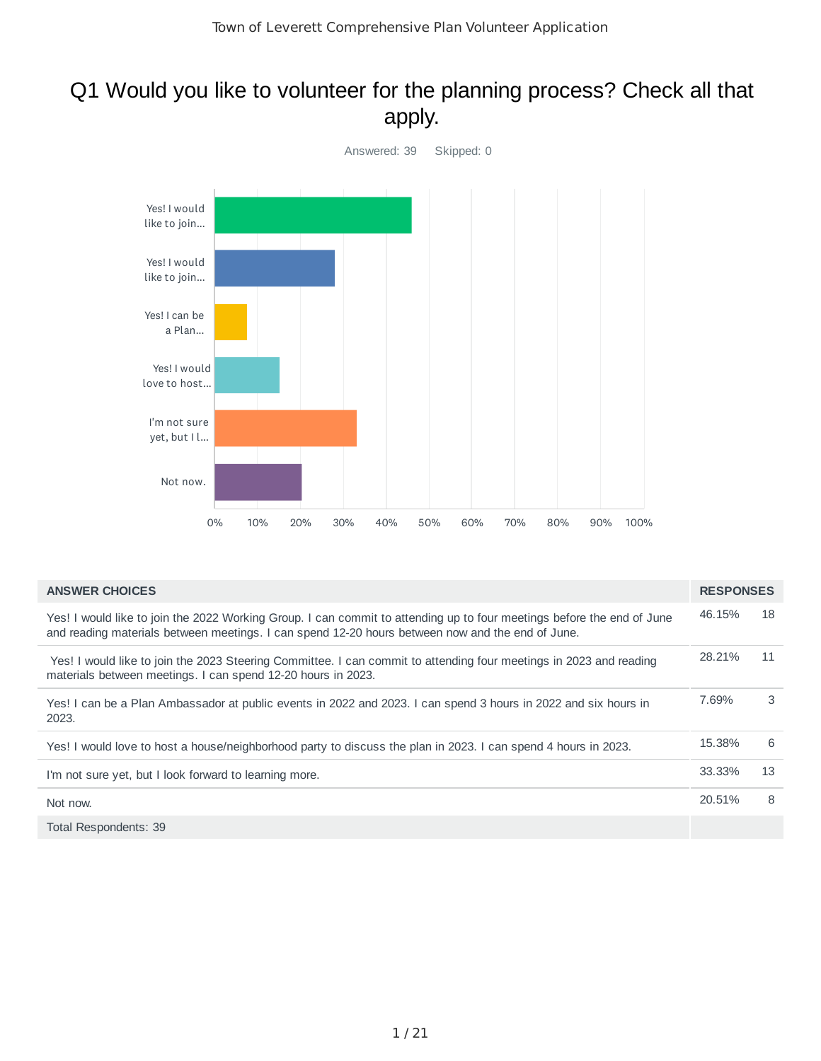# Q1 Would you like to volunteer for the planning process? Check all that apply.

Answered: 39 Skipped: 0

| ANSWER CHOICES | RESPONSES | |
|---|---|---|
| Yes! I would like to join the 2022 Working Group. I can commit to attending up to four meetings before the end of June and reading materials between meetings. I can spend 12-20 hours between now and the end of June. | 46.15% | 18 |
| Yes! I would like to join the 2023 Steering Committee. I can commit to attending four meetings in 2023 and reading materials between meetings. I can spend 12-20 hours in 2023. | 28.21% | 11 |
| Yes! I can be a Plan Ambassador at public events in 2022 and 2023. I can spend 3 hours in 2022 and six hours in 2023. | 7.69% | 3 |
| Yes! I would love to host a house/neighborhood party to discuss the plan in 2023. I can spend 4 hours in 2023. | 15.38% | 6 |
| I'm not sure yet, but I look forward to learning more. | 33.33% | 13 |
| Not now. | 20.51% | 8 |
| Total Respondents: 39 | | |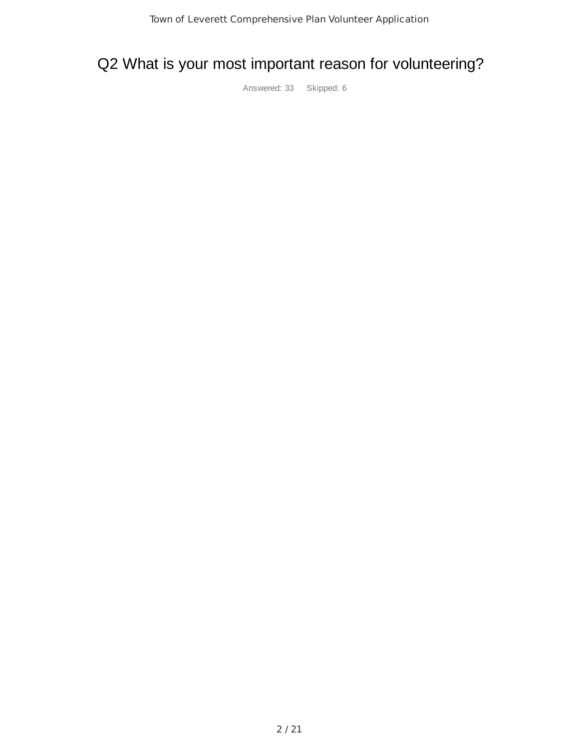# Q2 What is your most important reason for volunteering?

Answered: 33 Skipped: 6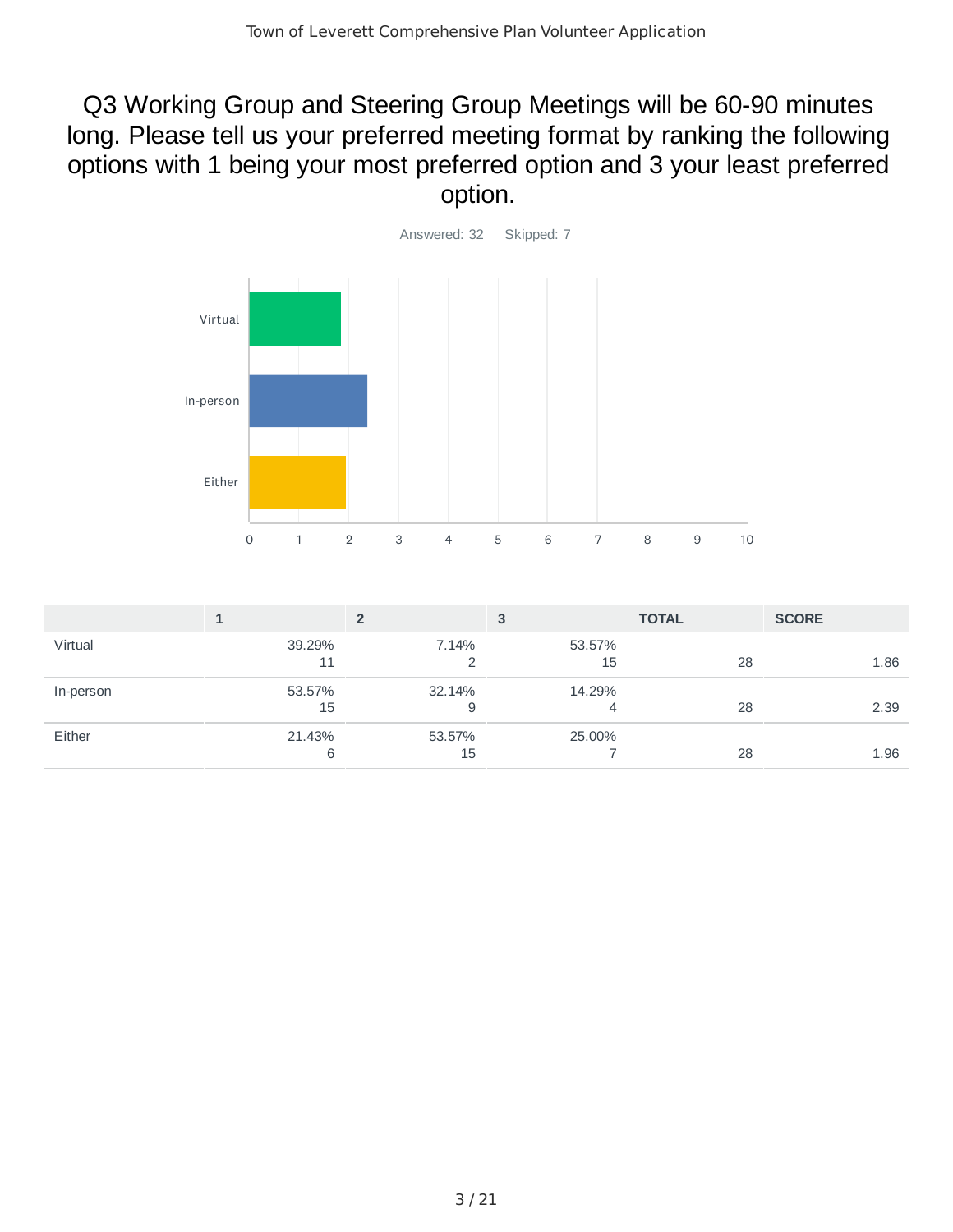# Q3 Working Group and Steering Group Meetings will be 60-90 minutes long. Please tell us your preferred meeting format by ranking the following options with 1 being your most preferred option and 3 your least preferred option.

Answered: 32 Skipped: 7

| | 1 | 2 | 3 | TOTAL | SCORE |
|---|---|---|---|---|---|
| Virtual | 39.29%<br>11 | 7.14%<br>2 | 53.57%<br>15 | 28 | 1.86 |
| In-person | 53.57%<br>15 | 32.14%<br>9 | 14.29%<br>4 | 28 | 2.39 |
| Either | 21.43%<br>6 | 53.57%<br>15 | 25.00%<br>7 | 28 | 1.96 |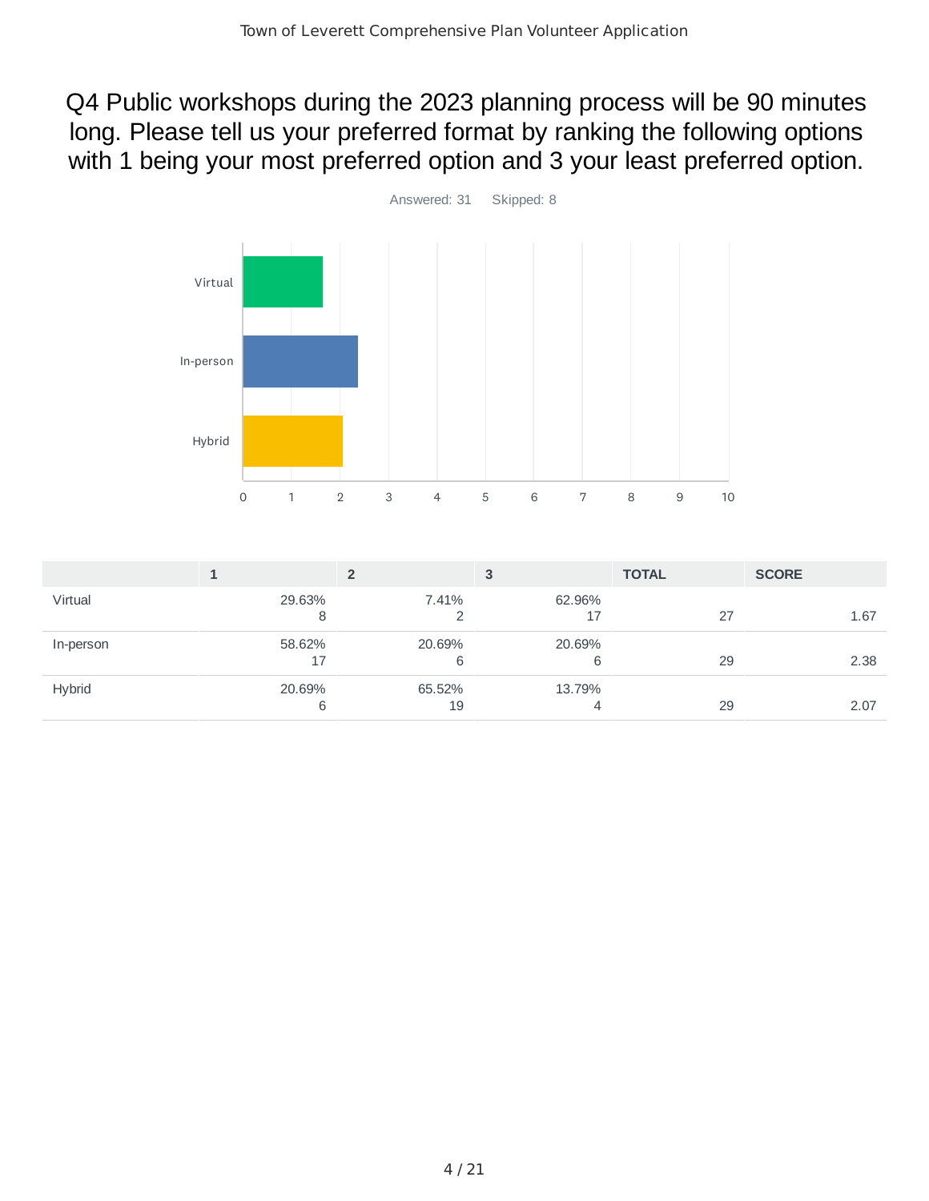# Q4 Public workshops during the 2023 planning process will be 90 minutes long. Please tell us your preferred format by ranking the following options with 1 being your most preferred option and 3 your least preferred option.

Answered: 31 Skipped: 8

| | 1 | 2 | 3 | TOTAL | SCORE |
|---|---|---|---|---|---|
| Virtual | 29.63% 8 | 7.41% 2 | 62.96% 17 | 27 | 1.67 |
| In-person | 58.62% 17 | 20.69% 6 | 20.69% 6 | 29 | 2.38 |
| Hybrid | 20.69% 6 | 65.52% 19 | 13.79% 4 | 29 | 2.07 |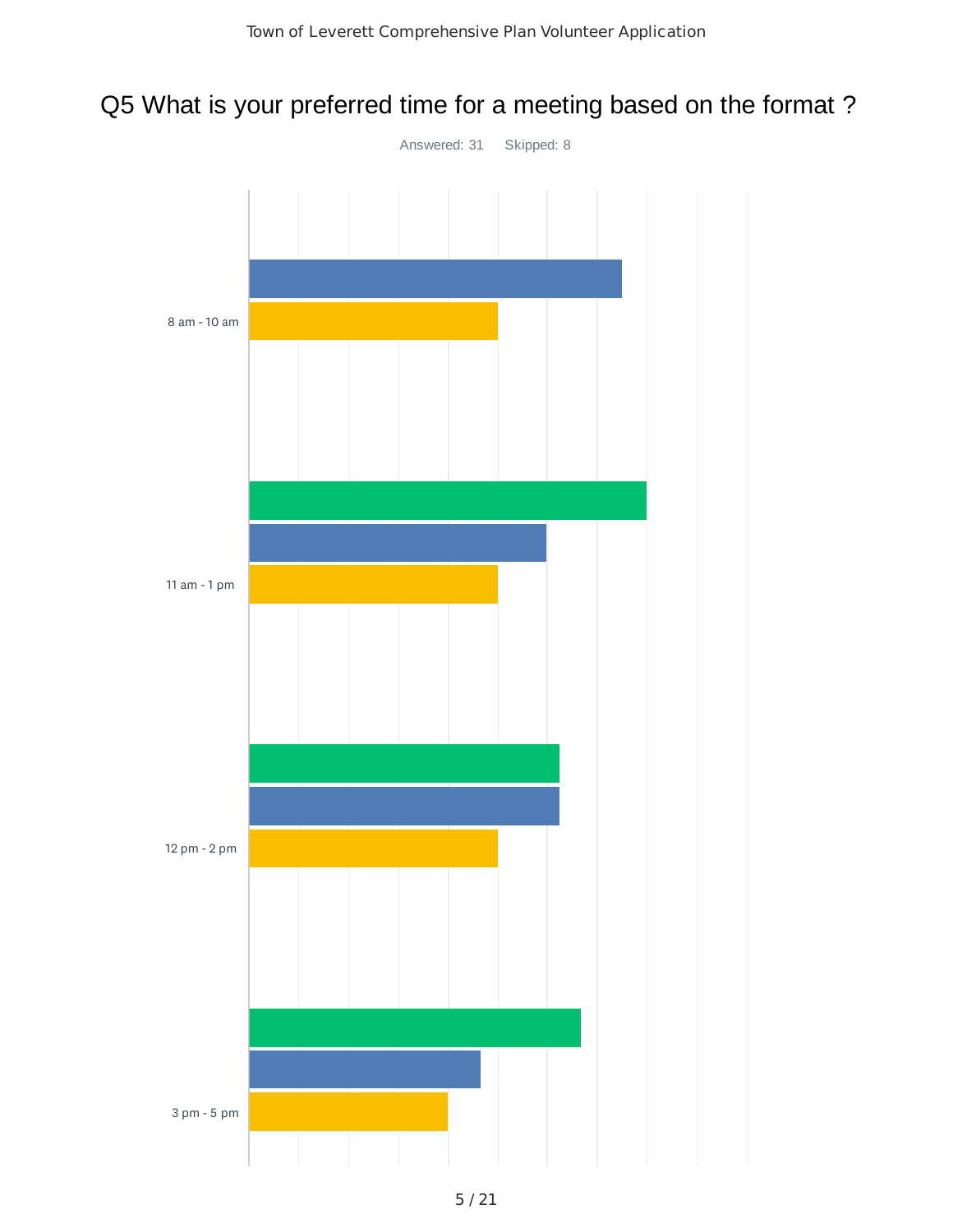# Q5 What is your preferred time for a meeting based on the format ?

Answered: 31 Skipped: 8

8 am - 10 am

11 am - 1 pm

12 pm - 2 pm

3 pm - 5 pm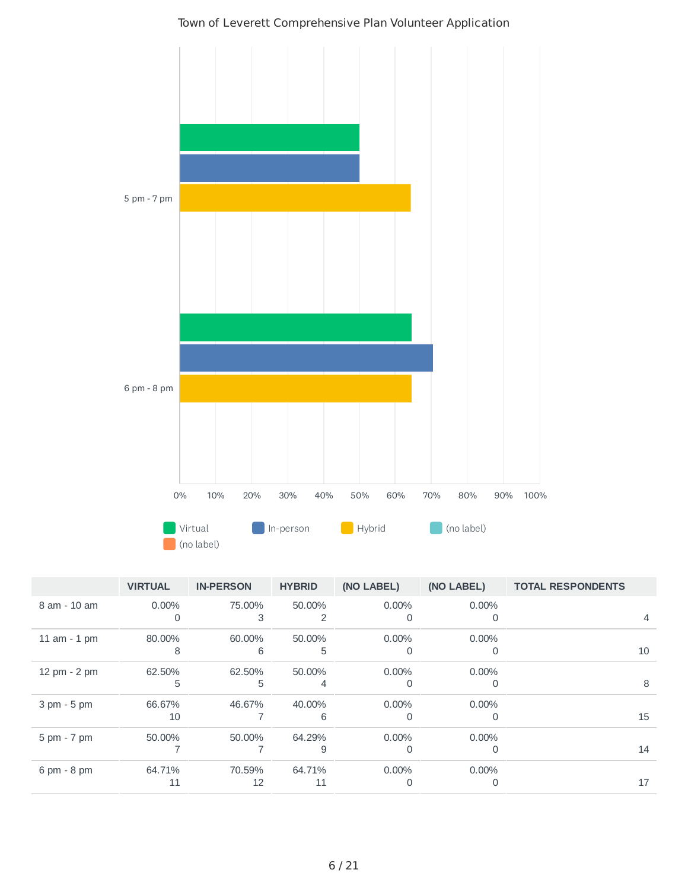Town of Leverett Comprehensive Plan Volunteer Application

| | VIRTUAL | IN-PERSON | HYBRID | (NO LABEL) | (NO LABEL) | TOTAL RESPONDENTS |
|---|---|---|---|---|---|---|
| 8 am - 10 am | 0.00%<br>0 | 75.00%<br>3 | 50.00%<br>2 | 0.00%<br>0 | 0.00%<br>0 | 4 |
| 11 am - 1 pm | 80.00%<br>8 | 60.00%<br>6 | 50.00%<br>5 | 0.00%<br>0 | 0.00%<br>0 | 10 |
| 12 pm - 2 pm | 62.50%<br>5 | 62.50%<br>5 | 50.00%<br>4 | 0.00%<br>0 | 0.00%<br>0 | 8 |
| 3 pm - 5 pm | 66.67%<br>10 | 46.67%<br>7 | 40.00%<br>6 | 0.00%<br>0 | 0.00%<br>0 | 15 |
| 5 pm - 7 pm | 50.00%<br>7 | 50.00%<br>7 | 64.29%<br>9 | 0.00%<br>0 | 0.00%<br>0 | 14 |
| 6 pm - 8 pm | 64.71%<br>11 | 70.59%<br>12 | 64.71%<br>11 | 0.00%<br>0 | 0.00%<br>0 | 17 |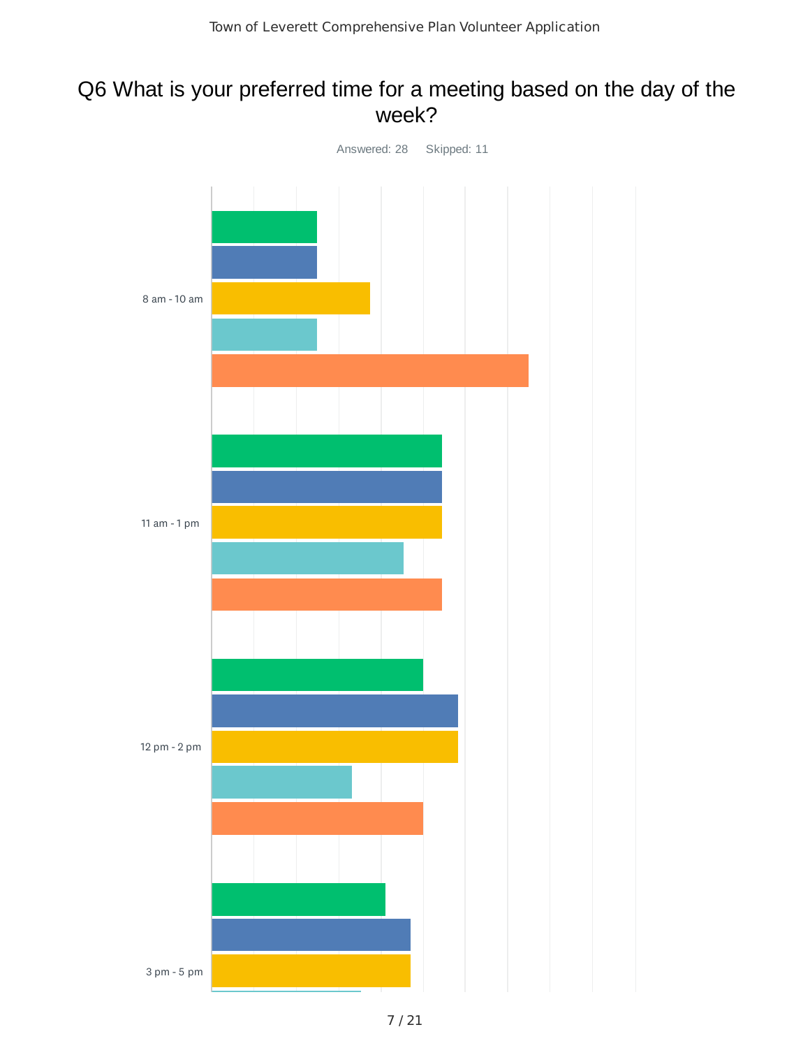# Q6 What is your preferred time for a meeting based on the day of the week?

Answered: 28 Skipped: 11

8 am - 10 am

11 am - 1 pm

12 pm - 2 pm

3 pm - 5 pm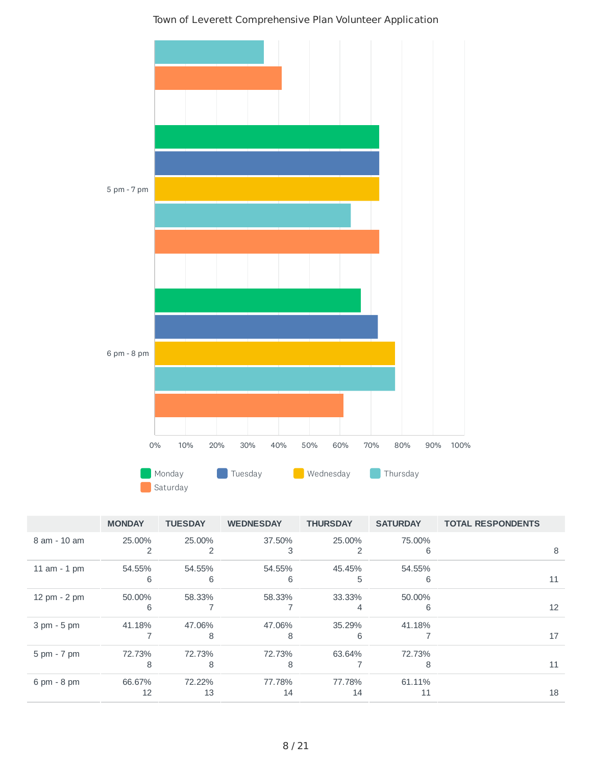Town of Leverett Comprehensive Plan Volunteer Application

| | MONDAY | TUESDAY | WEDNESDAY | THURSDAY | SATURDAY | TOTAL RESPONDENTS |
|---|---|---|---|---|---|---|
| 8 am - 10 am | 25.00%<br>2 | 25.00%<br>2 | 37.50%<br>3 | 25.00%<br>2 | 75.00%<br>6 | 8 |
| 11 am - 1 pm | 54.55%<br>6 | 54.55%<br>6 | 54.55%<br>6 | 45.45%<br>5 | 54.55%<br>6 | 11 |
| 12 pm - 2 pm | 50.00%<br>6 | 58.33%<br>7 | 58.33%<br>7 | 33.33%<br>4 | 50.00%<br>6 | 12 |
| 3 pm - 5 pm | 41.18%<br>7 | 47.06%<br>8 | 47.06%<br>8 | 35.29%<br>6 | 41.18%<br>7 | 17 |
| 5 pm - 7 pm | 72.73%<br>8 | 72.73%<br>8 | 72.73%<br>8 | 63.64%<br>7 | 72.73%<br>8 | 11 |
| 6 pm - 8 pm | 66.67%<br>12 | 72.22%<br>13 | 77.78%<br>14 | 77.78%<br>14 | 61.11%<br>11 | 18 |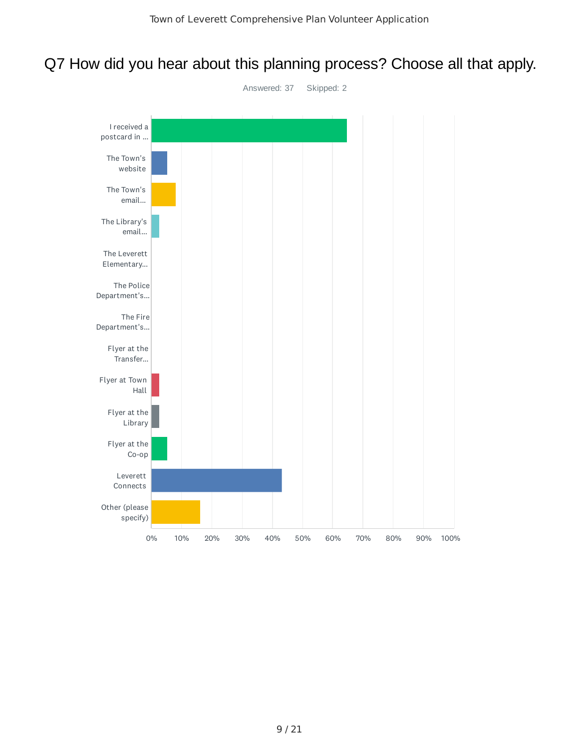# Q7 How did you hear about this planning process? Choose all that apply.

Answered: 37 Skipped: 2

| Answer choice | Approx. response |
|---|---|
| I received a postcard in ... | ~65% |
| The Town's website | ~5% |
| The Town's email... | ~8% |
| The Library's email... | ~3% |
| The Leverett Elementary... | 0% |
| The Police Department's... | 0% |
| The Fire Department's... | 0% |
| Flyer at the Transfer... | 0% |
| Flyer at Town Hall | ~3% |
| Flyer at the Library | ~3% |
| Flyer at the Co-op | ~5% |
| Leverett Connects | ~43% |
| Other (please specify) | ~16% |

0% 10% 20% 30% 40% 50% 60% 70% 80% 90% 100%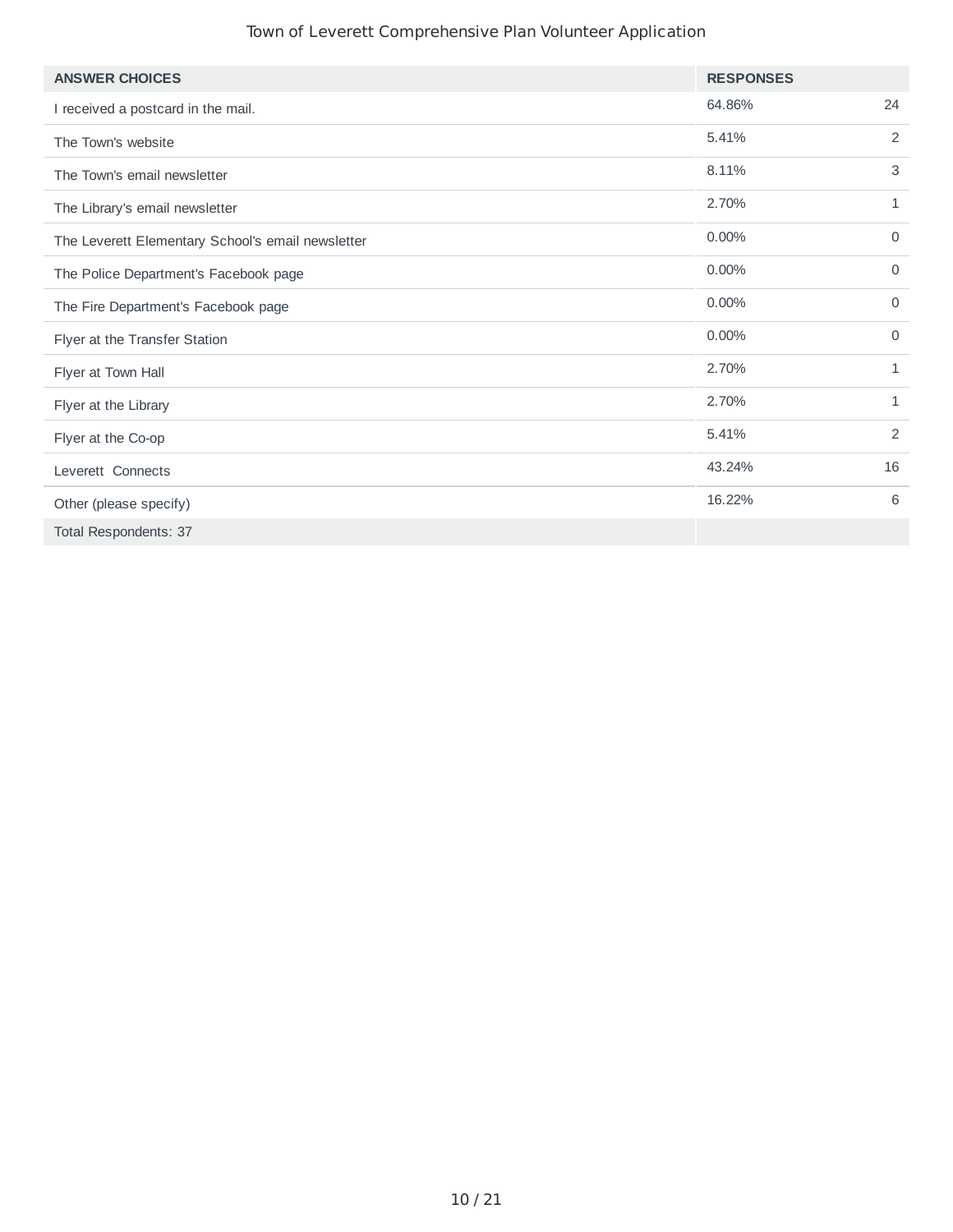| ANSWER CHOICES | RESPONSES | |
|---|---|---|
| I received a postcard in the mail. | 64.86% | 24 |
| The Town's website | 5.41% | 2 |
| The Town's email newsletter | 8.11% | 3 |
| The Library's email newsletter | 2.70% | 1 |
| The Leverett Elementary School's email newsletter | 0.00% | 0 |
| The Police Department's Facebook page | 0.00% | 0 |
| The Fire Department's Facebook page | 0.00% | 0 |
| Flyer at the Transfer Station | 0.00% | 0 |
| Flyer at Town Hall | 2.70% | 1 |
| Flyer at the Library | 2.70% | 1 |
| Flyer at the Co-op | 5.41% | 2 |
| Leverett Connects | 43.24% | 16 |
| Other (please specify) | 16.22% | 6 |
| Total Respondents: 37 | | |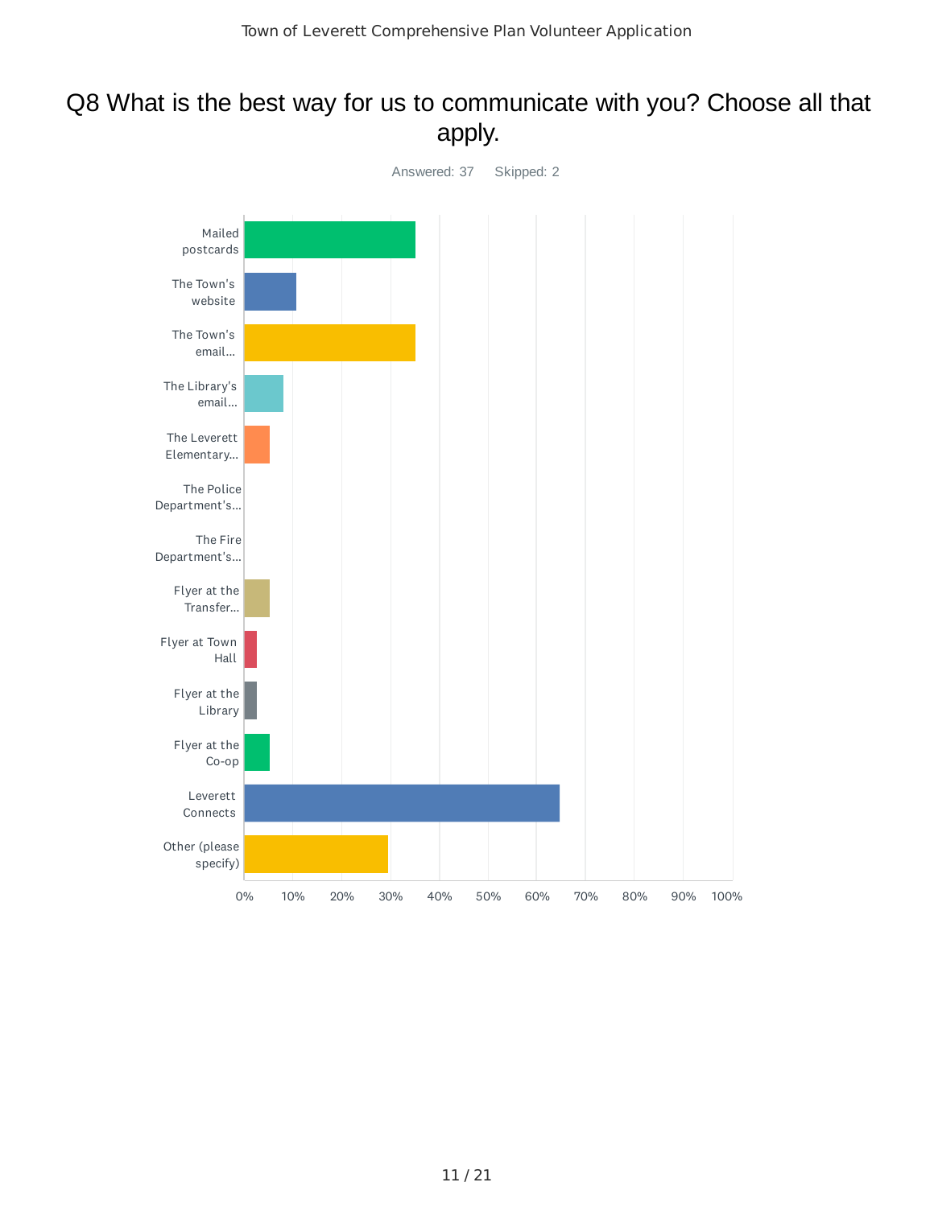# Q8 What is the best way for us to communicate with you? Choose all that apply.

Answered: 37 Skipped: 2

| Answer Choice |
|---|
| Mailed postcards |
| The Town's website |
| The Town's email... |
| The Library's email... |
| The Leverett Elementary... |
| The Police Department's... |
| The Fire Department's... |
| Flyer at the Transfer... |
| Flyer at Town Hall |
| Flyer at the Library |
| Flyer at the Co-op |
| Leverett Connects |
| Other (please specify) |

0% 10% 20% 30% 40% 50% 60% 70% 80% 90% 100%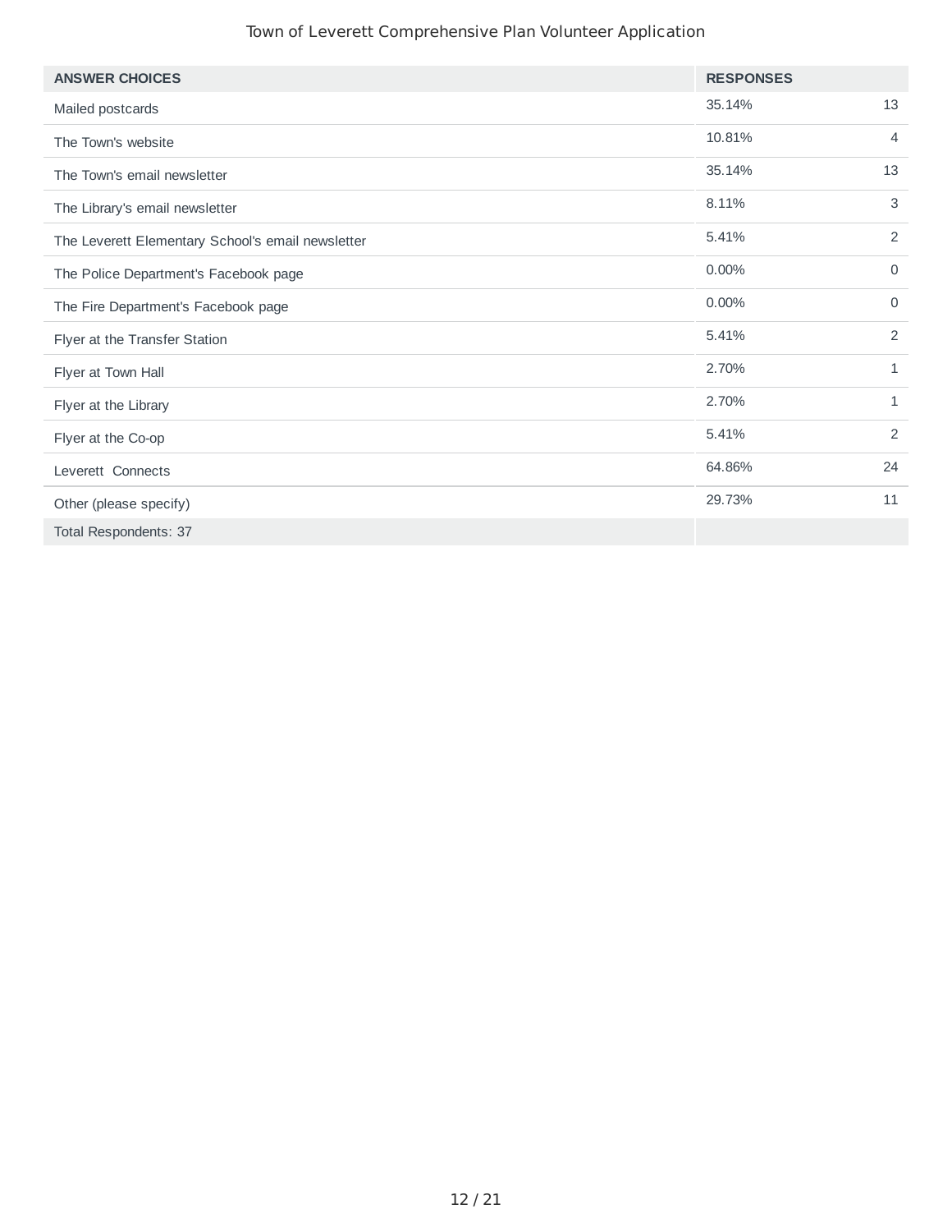| ANSWER CHOICES | RESPONSES | |
|---|---|---|
| Mailed postcards | 35.14% | 13 |
| The Town's website | 10.81% | 4 |
| The Town's email newsletter | 35.14% | 13 |
| The Library's email newsletter | 8.11% | 3 |
| The Leverett Elementary School's email newsletter | 5.41% | 2 |
| The Police Department's Facebook page | 0.00% | 0 |
| The Fire Department's Facebook page | 0.00% | 0 |
| Flyer at the Transfer Station | 5.41% | 2 |
| Flyer at Town Hall | 2.70% | 1 |
| Flyer at the Library | 2.70% | 1 |
| Flyer at the Co-op | 5.41% | 2 |
| Leverett Connects | 64.86% | 24 |
| Other (please specify) | 29.73% | 11 |
| Total Respondents: 37 | | |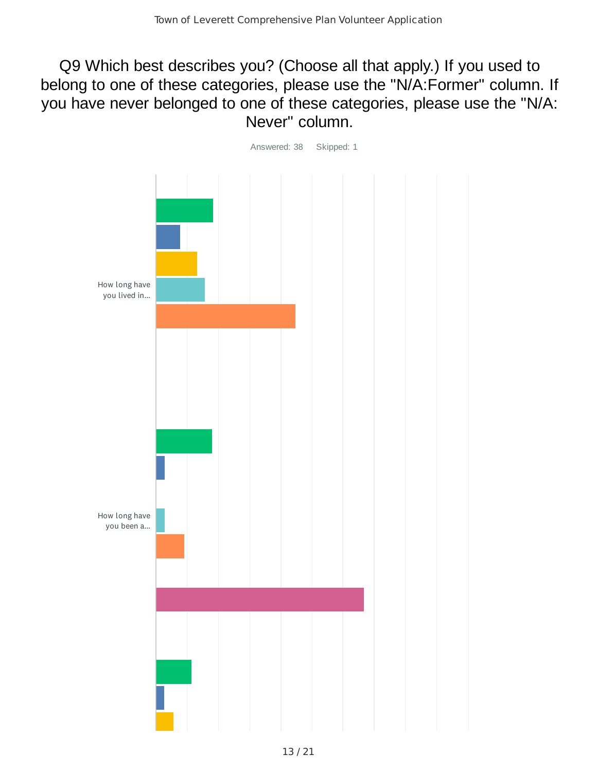# Q9 Which best describes you? (Choose all that apply.) If you used to belong to one of these categories, please use the "N/A:Former" column. If you have never belonged to one of these categories, please use the "N/A: Never" column.

Answered: 38 Skipped: 1

How long have you lived in...

How long have you been a...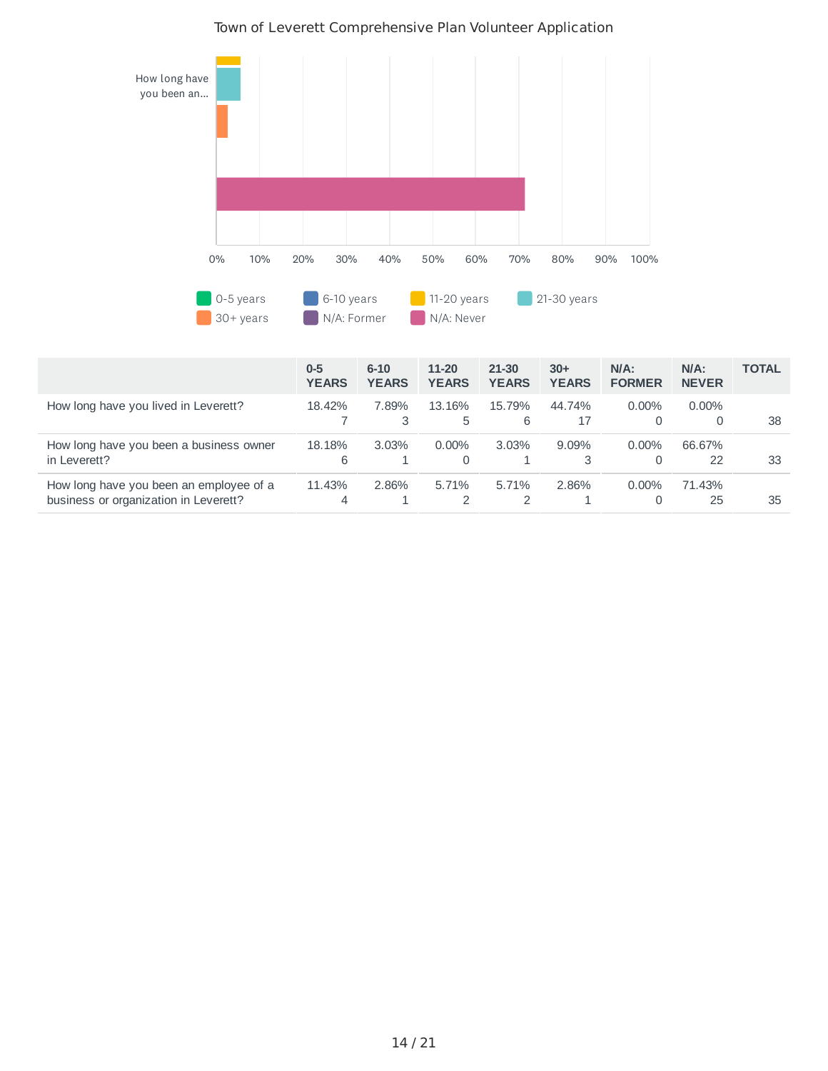Town of Leverett Comprehensive Plan Volunteer Application

| | 0-5 YEARS | 6-10 YEARS | 11-20 YEARS | 21-30 YEARS | 30+ YEARS | N/A: FORMER | N/A: NEVER | TOTAL |
|---|---|---|---|---|---|---|---|---|
| How long have you lived in Leverett? | 18.42% 7 | 7.89% 3 | 13.16% 5 | 15.79% 6 | 44.74% 17 | 0.00% 0 | 0.00% 0 | 38 |
| How long have you been a business owner in Leverett? | 18.18% 6 | 3.03% 1 | 0.00% 0 | 3.03% 1 | 9.09% 3 | 0.00% 0 | 66.67% 22 | 33 |
| How long have you been an employee of a business or organization in Leverett? | 11.43% 4 | 2.86% 1 | 5.71% 2 | 5.71% 2 | 2.86% 1 | 0.00% 0 | 71.43% 25 | 35 |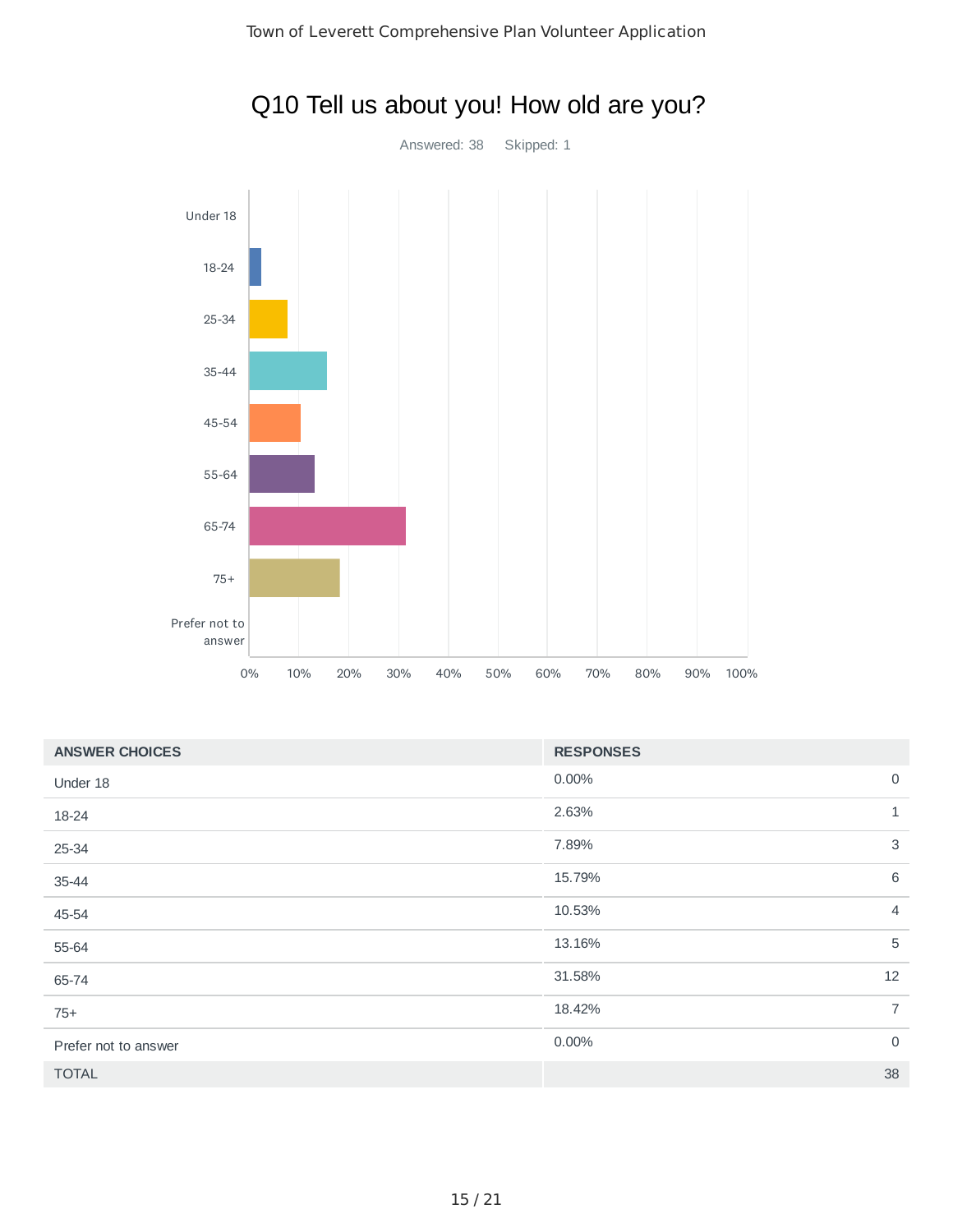## Q10 Tell us about you! How old are you?

Answered: 38 Skipped: 1

| ANSWER CHOICES | RESPONSES | |
|---|---|---|
| Under 18 | 0.00% | 0 |
| 18-24 | 2.63% | 1 |
| 25-34 | 7.89% | 3 |
| 35-44 | 15.79% | 6 |
| 45-54 | 10.53% | 4 |
| 55-64 | 13.16% | 5 |
| 65-74 | 31.58% | 12 |
| 75+ | 18.42% | 7 |
| Prefer not to answer | 0.00% | 0 |
| TOTAL | | 38 |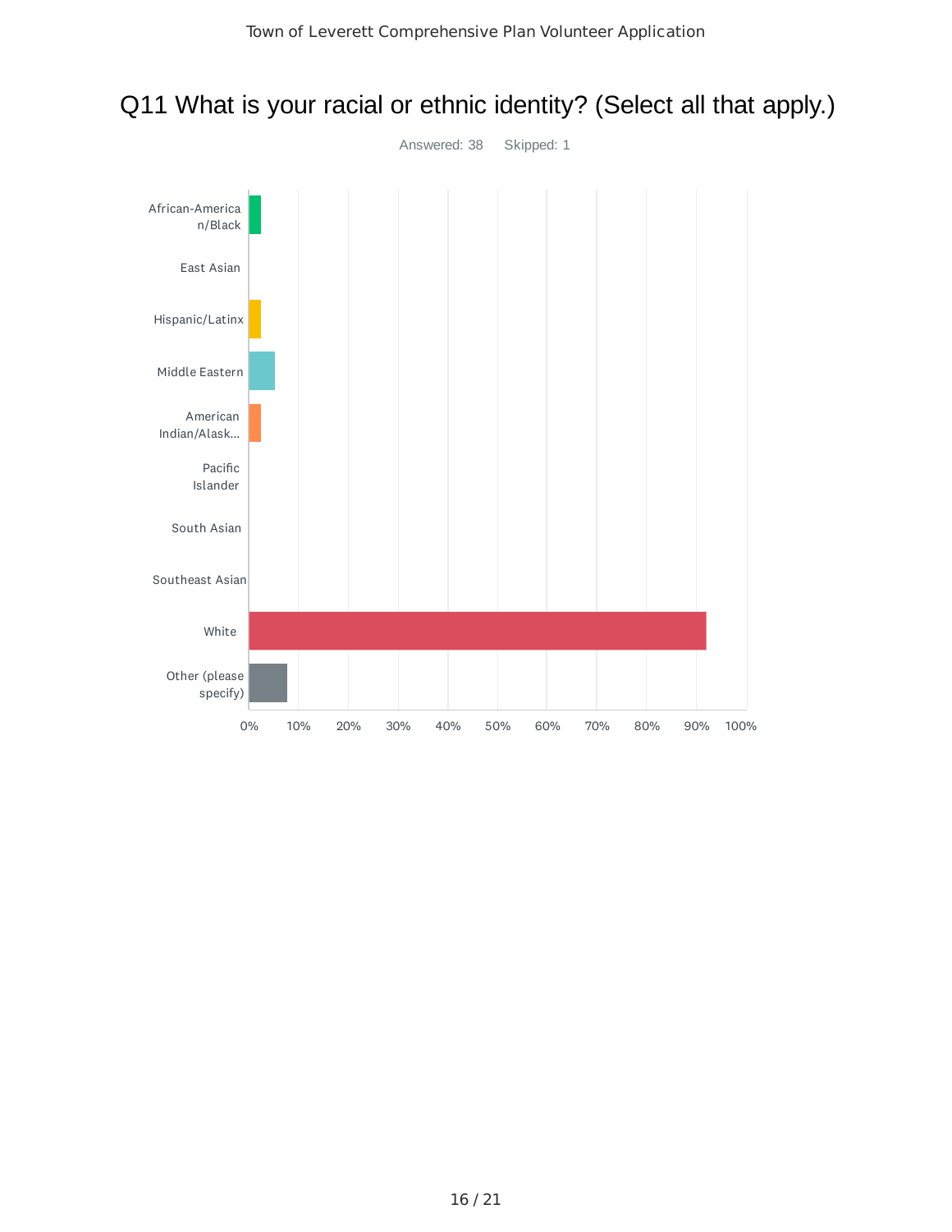# Q11 What is your racial or ethnic identity? (Select all that apply.)

Answered: 38 Skipped: 1

African-American/Black

East Asian

Hispanic/Latinx

Middle Eastern

American Indian/Alask...

Pacific Islander

South Asian

Southeast Asian

White

Other (please specify)

0% 10% 20% 30% 40% 50% 60% 70% 80% 90% 100%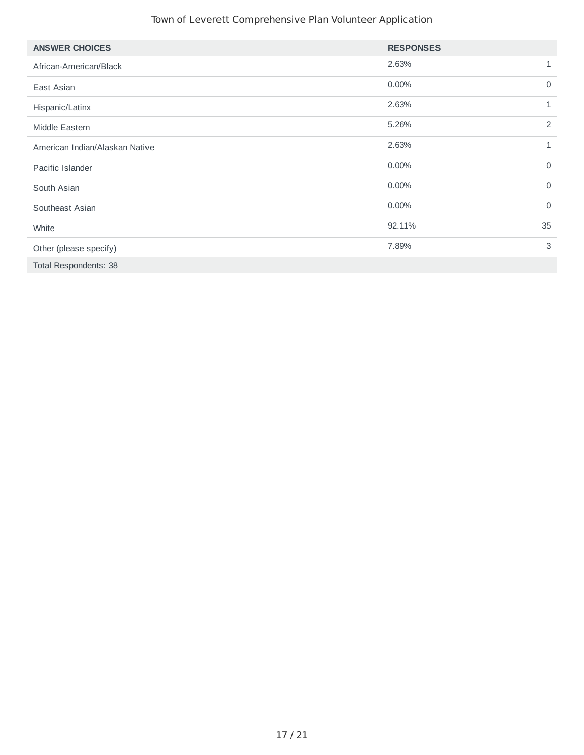| ANSWER CHOICES | RESPONSES | |
|---|---|---|
| African-American/Black | 2.63% | 1 |
| East Asian | 0.00% | 0 |
| Hispanic/Latinx | 2.63% | 1 |
| Middle Eastern | 5.26% | 2 |
| American Indian/Alaskan Native | 2.63% | 1 |
| Pacific Islander | 0.00% | 0 |
| South Asian | 0.00% | 0 |
| Southeast Asian | 0.00% | 0 |
| White | 92.11% | 35 |
| Other (please specify) | 7.89% | 3 |
| Total Respondents: 38 | | |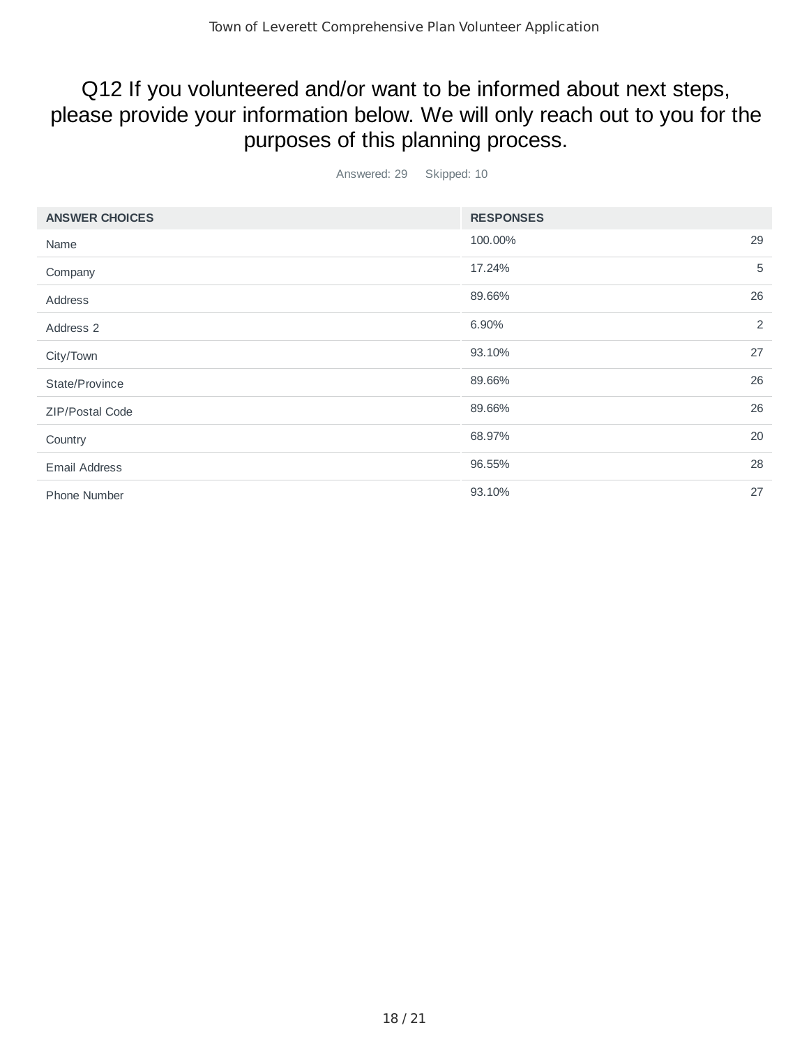# Q12 If you volunteered and/or want to be informed about next steps, please provide your information below. We will only reach out to you for the purposes of this planning process.

Answered: 29 Skipped: 10

| ANSWER CHOICES | RESPONSES | |
|---|---|---|
| Name | 100.00% | 29 |
| Company | 17.24% | 5 |
| Address | 89.66% | 26 |
| Address 2 | 6.90% | 2 |
| City/Town | 93.10% | 27 |
| State/Province | 89.66% | 26 |
| ZIP/Postal Code | 89.66% | 26 |
| Country | 68.97% | 20 |
| Email Address | 96.55% | 28 |
| Phone Number | 93.10% | 27 |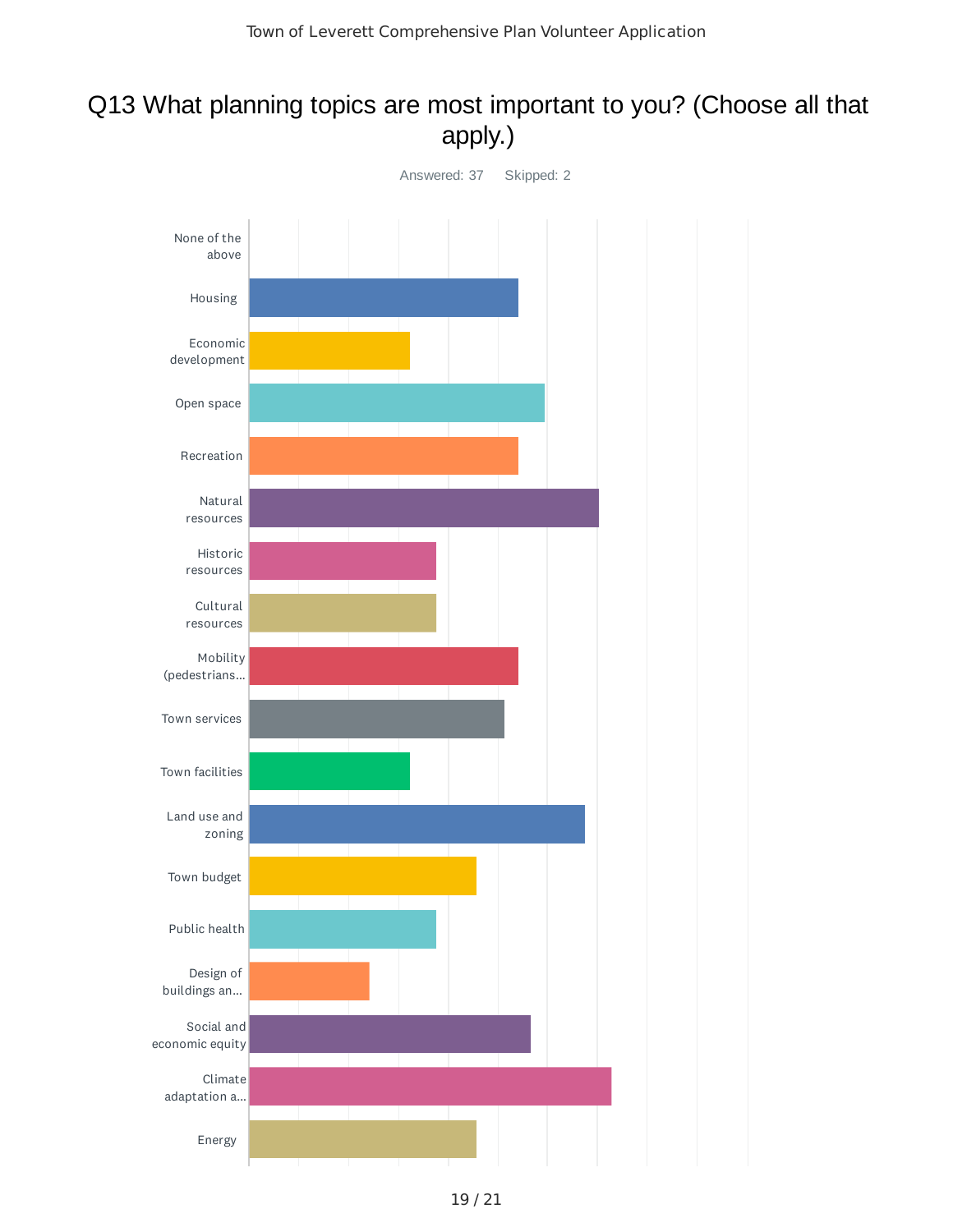# Q13 What planning topics are most important to you? (Choose all that apply.)

Answered: 37    Skipped: 2

- None of the above
- Housing
- Economic development
- Open space
- Recreation
- Natural resources
- Historic resources
- Cultural resources
- Mobility (pedestrians...
- Town services
- Town facilities
- Land use and zoning
- Town budget
- Public health
- Design of buildings an...
- Social and economic equity
- Climate adaptation a...
- Energy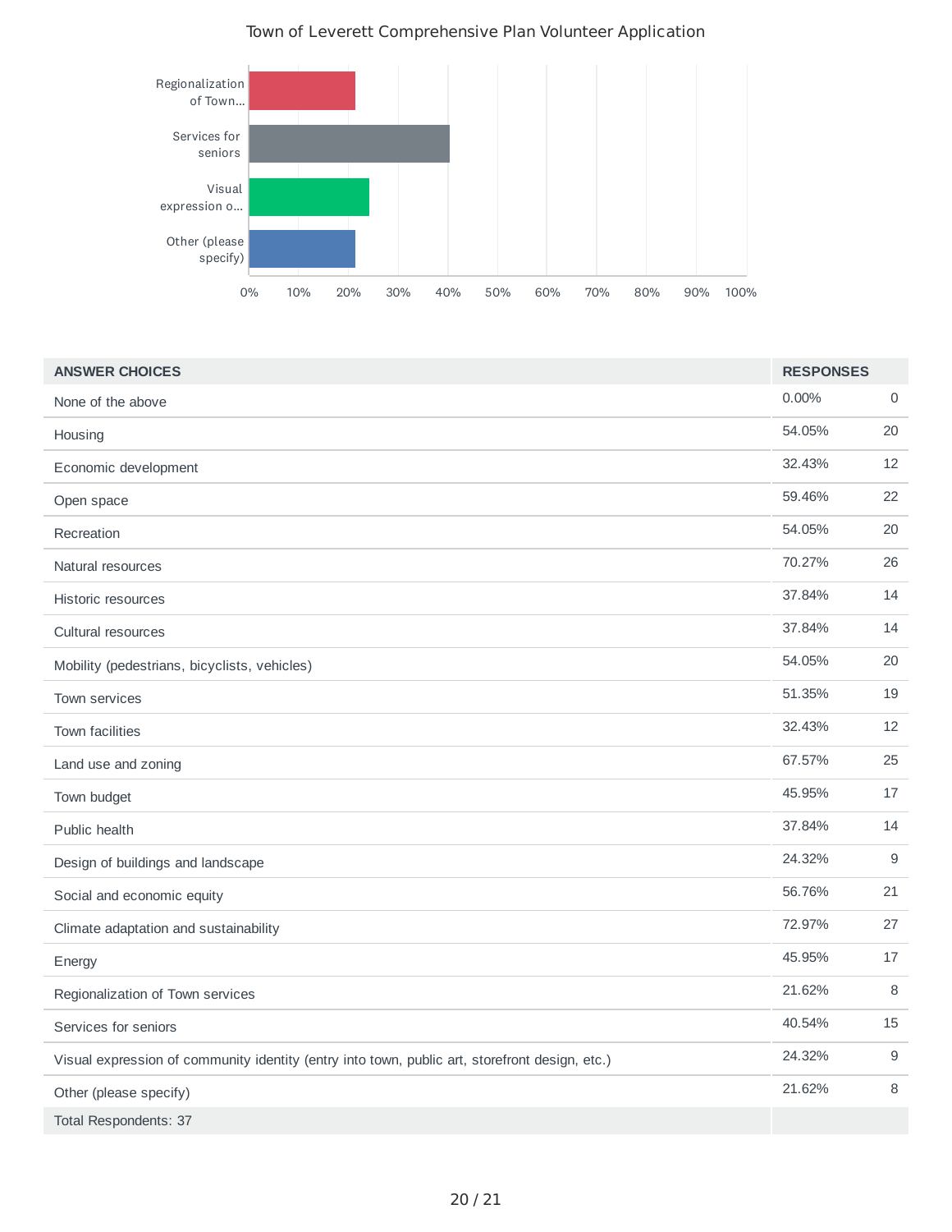Town of Leverett Comprehensive Plan Volunteer Application

| ANSWER CHOICES | RESPONSES | |
|---|---|---|
| None of the above | 0.00% | 0 |
| Housing | 54.05% | 20 |
| Economic development | 32.43% | 12 |
| Open space | 59.46% | 22 |
| Recreation | 54.05% | 20 |
| Natural resources | 70.27% | 26 |
| Historic resources | 37.84% | 14 |
| Cultural resources | 37.84% | 14 |
| Mobility (pedestrians, bicyclists, vehicles) | 54.05% | 20 |
| Town services | 51.35% | 19 |
| Town facilities | 32.43% | 12 |
| Land use and zoning | 67.57% | 25 |
| Town budget | 45.95% | 17 |
| Public health | 37.84% | 14 |
| Design of buildings and landscape | 24.32% | 9 |
| Social and economic equity | 56.76% | 21 |
| Climate adaptation and sustainability | 72.97% | 27 |
| Energy | 45.95% | 17 |
| Regionalization of Town services | 21.62% | 8 |
| Services for seniors | 40.54% | 15 |
| Visual expression of community identity (entry into town, public art, storefront design, etc.) | 24.32% | 9 |
| Other (please specify) | 21.62% | 8 |
| Total Respondents: 37 | | |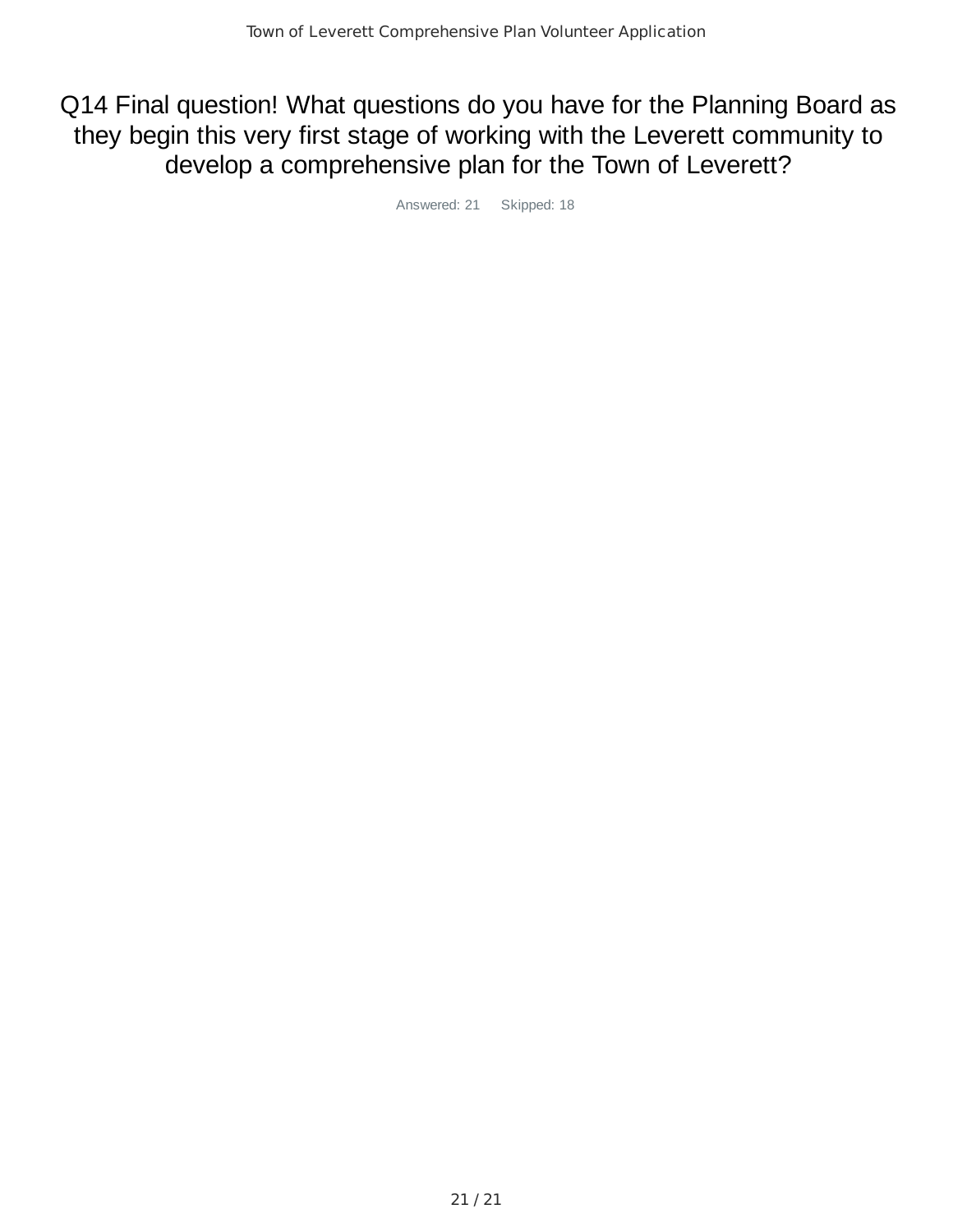# Q14 Final question! What questions do you have for the Planning Board as they begin this very first stage of working with the Leverett community to develop a comprehensive plan for the Town of Leverett?

Answered: 21 Skipped: 18